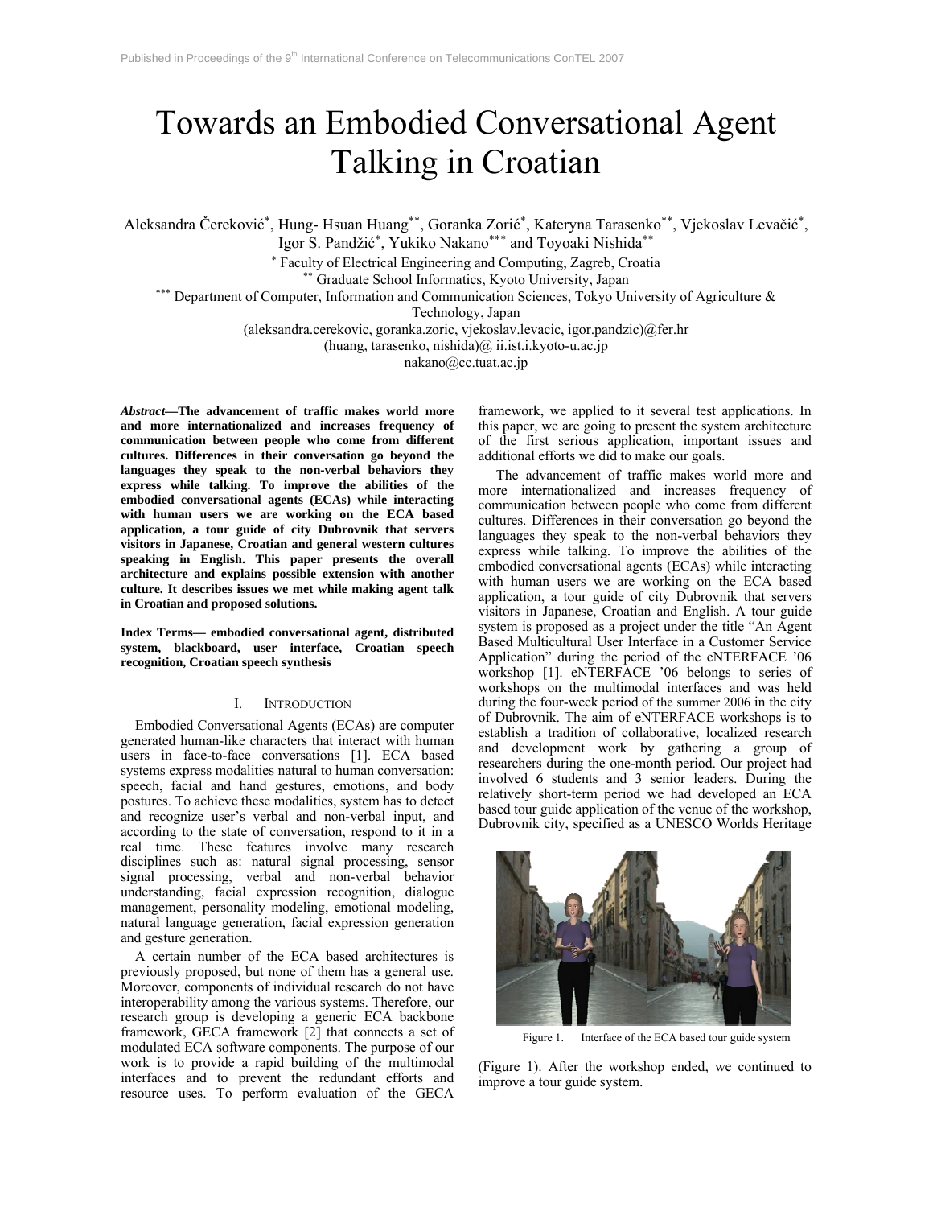# Towards an Embodied Conversational Agent Talking in Croatian

Aleksandra Čereković[*], Hung- Hsuan Huang[**], Goranka Zorić[*], Kateryna Tarasenko[**], Vjekoslav Levačić[*], Igor S. Pandžić[*], Yukiko Nakano[***] and Toyoaki Nishida[**]

[*] Faculty of Electrical Engineering and Computing, Zagreb, Croatia

[**] Graduate School Informatics, Kyoto University, Japan

[***] Department of Computer, Information and Communication Sciences, Tokyo University of Agriculture & Technology, Japan

(aleksandra.cerekovic, goranka.zoric, vjekoslav.levacic, igor.pandzic)@fer.hr

(huang, tarasenko, nishida)@ ii.ist.i.kyoto-u.ac.jp

nakano@cc.tuat.ac.jp

***Abstract*—The advancement of traffic makes world more and more internationalized and increases frequency of communication between people who come from different cultures. Differences in their conversation go beyond the languages they speak to the non-verbal behaviors they express while talking. To improve the abilities of the embodied conversational agents (ECAs) while interacting with human users we are working on the ECA based application, a tour guide of city Dubrovnik that servers visitors in Japanese, Croatian and general western cultures speaking in English. This paper presents the overall architecture and explains possible extension with another culture. It describes issues we met while making agent talk in Croatian and proposed solutions.**

**Index Terms— embodied conversational agent, distributed system, blackboard, user interface, Croatian speech recognition, Croatian speech synthesis**

## I. Introduction

Embodied Conversational Agents (ECAs) are computer generated human-like characters that interact with human users in face-to-face conversations [1]. ECA based systems express modalities natural to human conversation: speech, facial and hand gestures, emotions, and body postures. To achieve these modalities, system has to detect and recognize user's verbal and non-verbal input, and according to the state of conversation, respond to it in a real time. These features involve many research disciplines such as: natural signal processing, sensor signal processing, verbal and non-verbal behavior understanding, facial expression recognition, dialogue management, personality modeling, emotional modeling, natural language generation, facial expression generation and gesture generation.

A certain number of the ECA based architectures is previously proposed, but none of them has a general use. Moreover, components of individual research do not have interoperability among the various systems. Therefore, our research group is developing a generic ECA backbone framework, GECA framework [2] that connects a set of modulated ECA software components. The purpose of our work is to provide a rapid building of the multimodal interfaces and to prevent the redundant efforts and resource uses. To perform evaluation of the GECA framework, we applied to it several test applications. In this paper, we are going to present the system architecture of the first serious application, important issues and additional efforts we did to make our goals.

The advancement of traffic makes world more and more internationalized and increases frequency of communication between people who come from different cultures. Differences in their conversation go beyond the languages they speak to the non-verbal behaviors they express while talking. To improve the abilities of the embodied conversational agents (ECAs) while interacting with human users we are working on the ECA based application, a tour guide of city Dubrovnik that servers visitors in Japanese, Croatian and English. A tour guide system is proposed as a project under the title "An Agent Based Multicultural User Interface in a Customer Service Application" during the period of the eNTERFACE '06 workshop [1]. eNTERFACE '06 belongs to series of workshops on the multimodal interfaces and was held during the four-week period of the summer 2006 in the city of Dubrovnik. The aim of eNTERFACE workshops is to establish a tradition of collaborative, localized research and development work by gathering a group of researchers during the one-month period. Our project had involved 6 students and 3 senior leaders. During the relatively short-term period we had developed an ECA based tour guide application of the venue of the workshop, Dubrovnik city, specified as a UNESCO Worlds Heritage (Figure 1). After the workshop ended, we continued to improve a tour guide system.

Figure 1. Interface of the ECA based tour guide system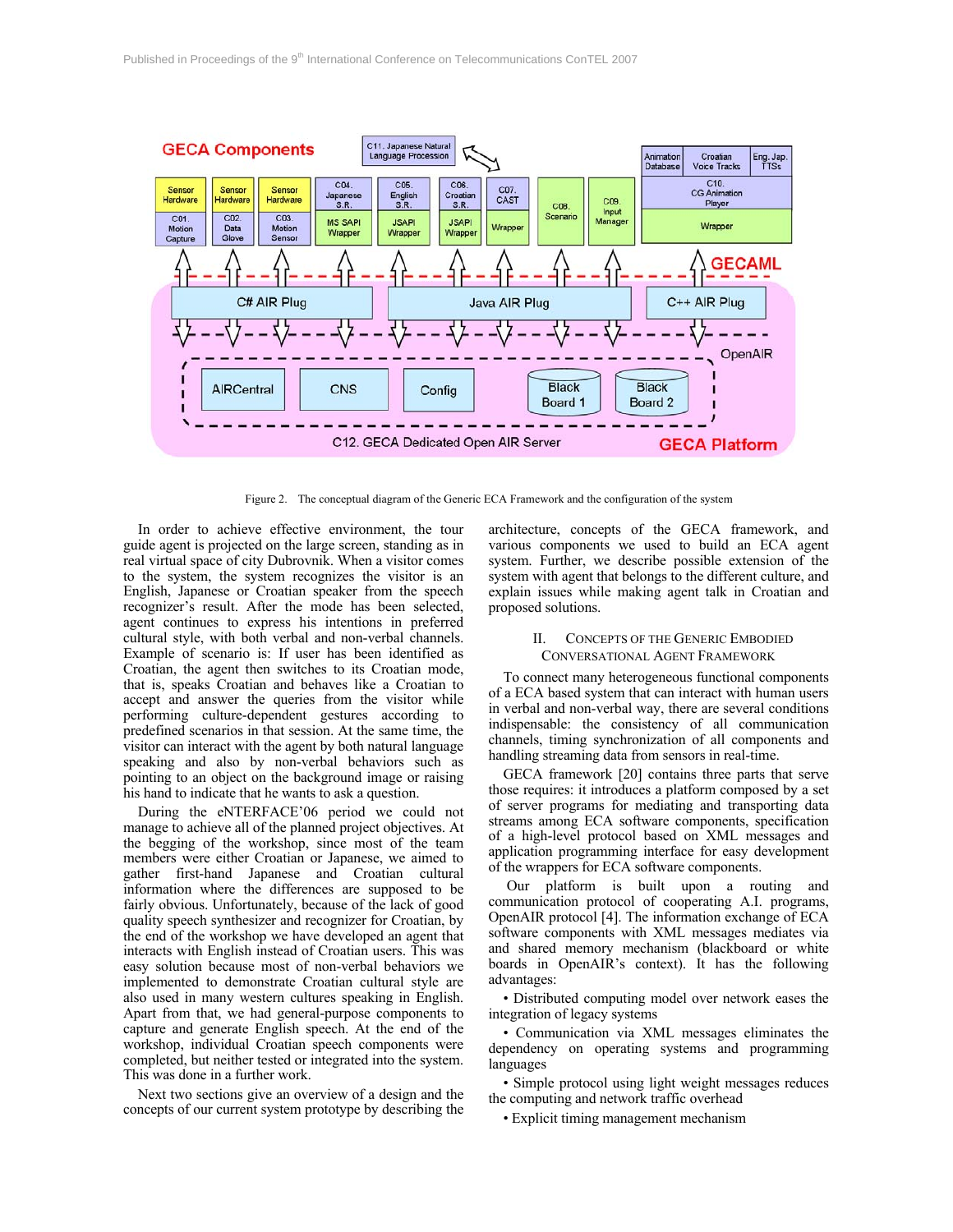Figure 2. The conceptual diagram of the Generic ECA Framework and the configuration of the system

In order to achieve effective environment, the tour guide agent is projected on the large screen, standing as in real virtual space of city Dubrovnik. When a visitor comes to the system, the system recognizes the visitor is an English, Japanese or Croatian speaker from the speech recognizer's result. After the mode has been selected, agent continues to express his intentions in preferred cultural style, with both verbal and non-verbal channels. Example of scenario is: If user has been identified as Croatian, the agent then switches to its Croatian mode, that is, speaks Croatian and behaves like a Croatian to accept and answer the queries from the visitor while performing culture-dependent gestures according to predefined scenarios in that session. At the same time, the visitor can interact with the agent by both natural language speaking and also by non-verbal behaviors such as pointing to an object on the background image or raising his hand to indicate that he wants to ask a question.

During the eNTERFACE'06 period we could not manage to achieve all of the planned project objectives. At the begging of the workshop, since most of the team members were either Croatian or Japanese, we aimed to gather first-hand Japanese and Croatian cultural information where the differences are supposed to be fairly obvious. Unfortunately, because of the lack of good quality speech synthesizer and recognizer for Croatian, by the end of the workshop we have developed an agent that interacts with English instead of Croatian users. This was easy solution because most of non-verbal behaviors we implemented to demonstrate Croatian cultural style are also used in many western cultures speaking in English. Apart from that, we had general-purpose components to capture and generate English speech. At the end of the workshop, individual Croatian speech components were completed, but neither tested or integrated into the system. This was done in a further work.

Next two sections give an overview of a design and the concepts of our current system prototype by describing the architecture, concepts of the GECA framework, and various components we used to build an ECA agent system. Further, we describe possible extension of the system with agent that belongs to the different culture, and explain issues while making agent talk in Croatian and proposed solutions.

## II. Concepts of the Generic Embodied Conversational Agent Framework

To connect many heterogeneous functional components of a ECA based system that can interact with human users in verbal and non-verbal way, there are several conditions indispensable: the consistency of all communication channels, timing synchronization of all components and handling streaming data from sensors in real-time.

GECA framework [20] contains three parts that serve those requires: it introduces a platform composed by a set of server programs for mediating and transporting data streams among ECA software components, specification of a high-level protocol based on XML messages and application programming interface for easy development of the wrappers for ECA software components.

Our platform is built upon a routing and communication protocol of cooperating A.I. programs, OpenAIR protocol [4]. The information exchange of ECA software components with XML messages mediates via and shared memory mechanism (blackboard or white boards in OpenAIR's context). It has the following advantages:

- Distributed computing model over network eases the integration of legacy systems
- Communication via XML messages eliminates the dependency on operating systems and programming languages
- Simple protocol using light weight messages reduces the computing and network traffic overhead
- Explicit timing management mechanism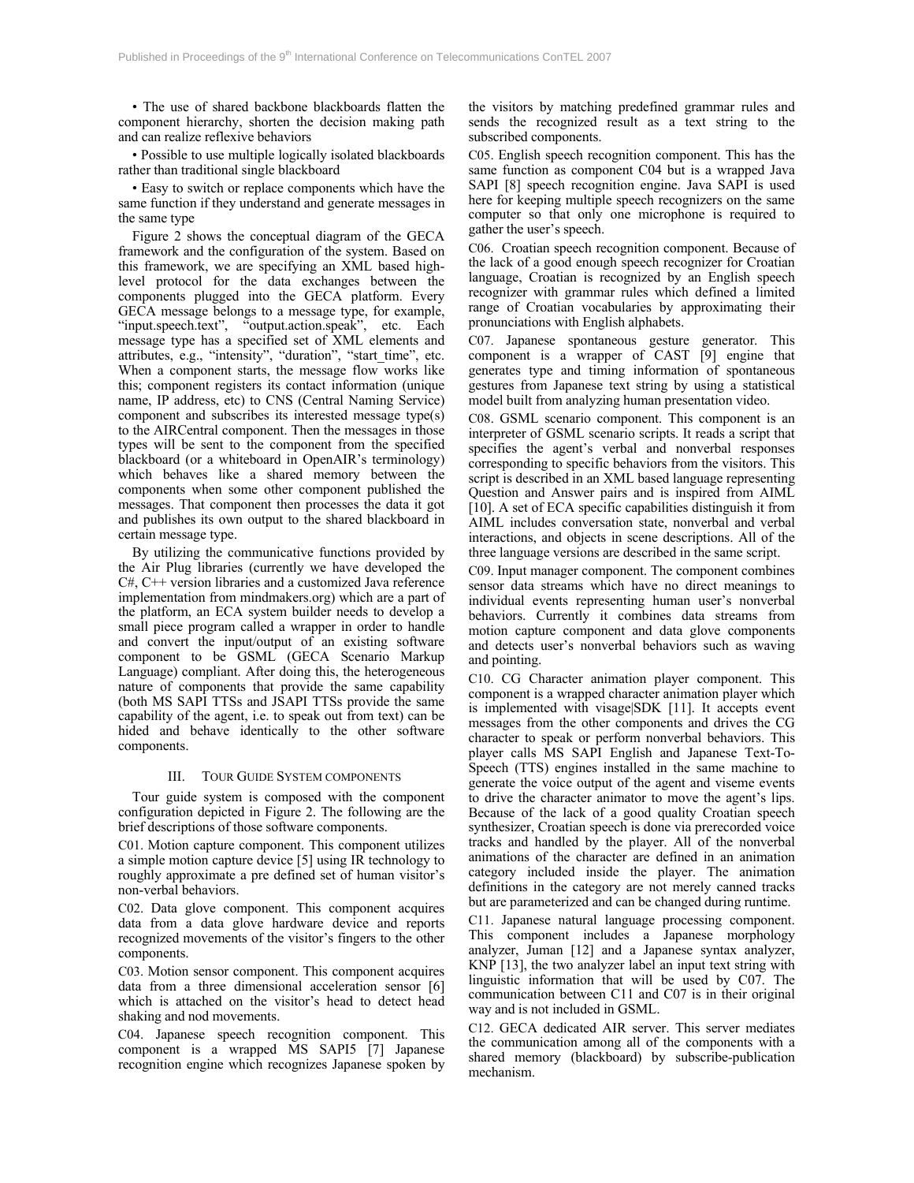• The use of shared backbone blackboards flatten the component hierarchy, shorten the decision making path and can realize reflexive behaviors

• Possible to use multiple logically isolated blackboards rather than traditional single blackboard

• Easy to switch or replace components which have the same function if they understand and generate messages in the same type

Figure 2 shows the conceptual diagram of the GECA framework and the configuration of the system. Based on this framework, we are specifying an XML based high-level protocol for the data exchanges between the components plugged into the GECA platform. Every GECA message belongs to a message type, for example, "input.speech.text", "output.action.speak", etc. Each message type has a specified set of XML elements and attributes, e.g., "intensity", "duration", "start_time", etc. When a component starts, the message flow works like this; component registers its contact information (unique name, IP address, etc) to CNS (Central Naming Service) component and subscribes its interested message type(s) to the AIRCentral component. Then the messages in those types will be sent to the component from the specified blackboard (or a whiteboard in OpenAIR's terminology) which behaves like a shared memory between the components when some other component published the messages. That component then processes the data it got and publishes its own output to the shared blackboard in certain message type.

By utilizing the communicative functions provided by the Air Plug libraries (currently we have developed the C#, C++ version libraries and a customized Java reference implementation from mindmakers.org) which are a part of the platform, an ECA system builder needs to develop a small piece program called a wrapper in order to handle and convert the input/output of an existing software component to be GSML (GECA Scenario Markup Language) compliant. After doing this, the heterogeneous nature of components that provide the same capability (both MS SAPI TTSs and JSAPI TTSs provide the same capability of the agent, i.e. to speak out from text) can be hided and behave identically to the other software components.

## III. Tour Guide System components

Tour guide system is composed with the component configuration depicted in Figure 2. The following are the brief descriptions of those software components.

C01. Motion capture component. This component utilizes a simple motion capture device [5] using IR technology to roughly approximate a pre defined set of human visitor's non-verbal behaviors.

C02. Data glove component. This component acquires data from a data glove hardware device and reports recognized movements of the visitor's fingers to the other components.

C03. Motion sensor component. This component acquires data from a three dimensional acceleration sensor [6] which is attached on the visitor's head to detect head shaking and nod movements.

C04. Japanese speech recognition component. This component is a wrapped MS SAPI5 [7] Japanese recognition engine which recognizes Japanese spoken by the visitors by matching predefined grammar rules and sends the recognized result as a text string to the subscribed components.

C05. English speech recognition component. This has the same function as component C04 but is a wrapped Java SAPI [8] speech recognition engine. Java SAPI is used here for keeping multiple speech recognizers on the same computer so that only one microphone is required to gather the user's speech.

C06. Croatian speech recognition component. Because of the lack of a good enough speech recognizer for Croatian language, Croatian is recognized by an English speech recognizer with grammar rules which defined a limited range of Croatian vocabularies by approximating their pronunciations with English alphabets.

C07. Japanese spontaneous gesture generator. This component is a wrapper of CAST [9] engine that generates type and timing information of spontaneous gestures from Japanese text string by using a statistical model built from analyzing human presentation video.

C08. GSML scenario component. This component is an interpreter of GSML scenario scripts. It reads a script that specifies the agent's verbal and nonverbal responses corresponding to specific behaviors from the visitors. This script is described in an XML based language representing Question and Answer pairs and is inspired from AIML [10]. A set of ECA specific capabilities distinguish it from AIML includes conversation state, nonverbal and verbal interactions, and objects in scene descriptions. All of the three language versions are described in the same script.

C09. Input manager component. The component combines sensor data streams which have no direct meanings to individual events representing human user's nonverbal behaviors. Currently it combines data streams from motion capture component and data glove components and detects user's nonverbal behaviors such as waving and pointing.

C10. CG Character animation player component. This component is a wrapped character animation player which is implemented with visage|SDK [11]. It accepts event messages from the other components and drives the CG character to speak or perform nonverbal behaviors. This player calls MS SAPI English and Japanese Text-To-Speech (TTS) engines installed in the same machine to generate the voice output of the agent and viseme events to drive the character animator to move the agent's lips. Because of the lack of a good quality Croatian speech synthesizer, Croatian speech is done via prerecorded voice tracks and handled by the player. All of the nonverbal animations of the character are defined in an animation category included inside the player. The animation definitions in the category are not merely canned tracks but are parameterized and can be changed during runtime.

C11. Japanese natural language processing component. This component includes a Japanese morphology analyzer, Juman [12] and a Japanese syntax analyzer, KNP [13], the two analyzer label an input text string with linguistic information that will be used by C07. The communication between C11 and C07 is in their original way and is not included in GSML.

C12. GECA dedicated AIR server. This server mediates the communication among all of the components with a shared memory (blackboard) by subscribe-publication mechanism.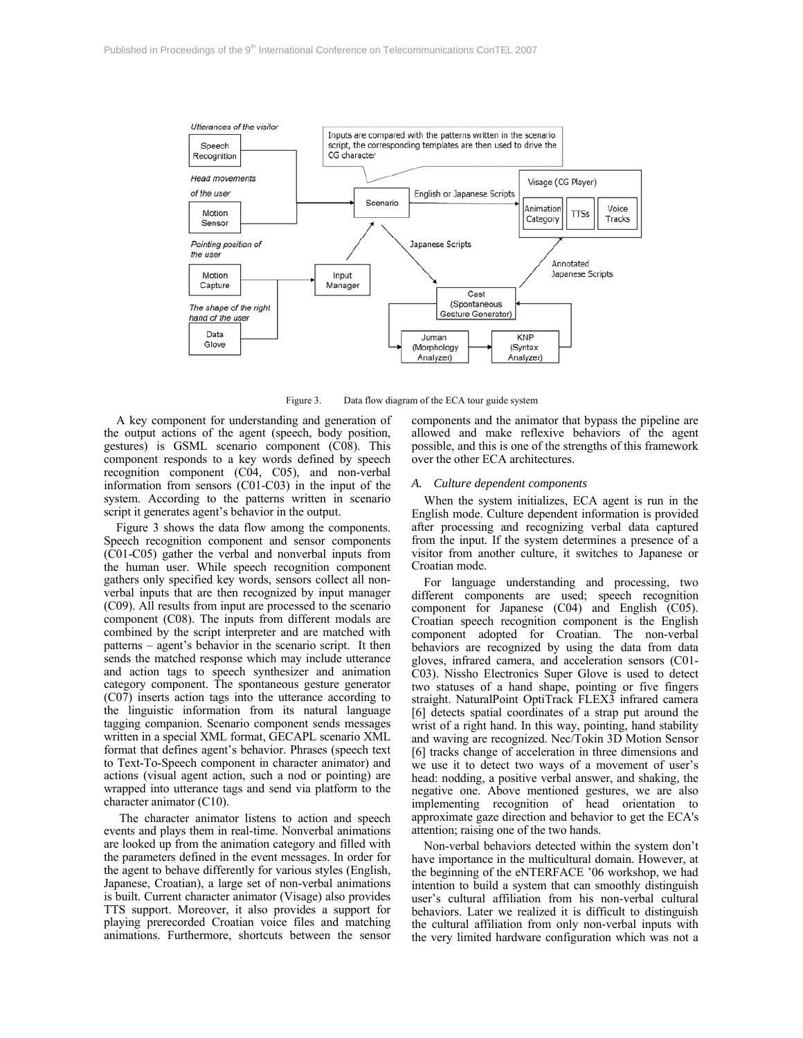Figure 3. Data flow diagram of the ECA tour guide system

A key component for understanding and generation of the output actions of the agent (speech, body position, gestures) is GSML scenario component (C08). This component responds to a key words defined by speech recognition component (C04, C05), and non-verbal information from sensors (C01-C03) in the input of the system. According to the patterns written in scenario script it generates agent's behavior in the output.

Figure 3 shows the data flow among the components. Speech recognition component and sensor components (C01-C05) gather the verbal and nonverbal inputs from the human user. While speech recognition component gathers only specified key words, sensors collect all non-verbal inputs that are then recognized by input manager (C09). All results from input are processed to the scenario component (C08). The inputs from different modals are combined by the script interpreter and are matched with patterns – agent's behavior in the scenario script. It then sends the matched response which may include utterance and action tags to speech synthesizer and animation category component. The spontaneous gesture generator (C07) inserts action tags into the utterance according to the linguistic information from its natural language tagging companion. Scenario component sends messages written in a special XML format, GECAPL scenario XML format that defines agent's behavior. Phrases (speech text to Text-To-Speech component in character animator) and actions (visual agent action, such a nod or pointing) are wrapped into utterance tags and send via platform to the character animator (C10).

The character animator listens to action and speech events and plays them in real-time. Nonverbal animations are looked up from the animation category and filled with the parameters defined in the event messages. In order for the agent to behave differently for various styles (English, Japanese, Croatian), a large set of non-verbal animations is built. Current character animator (Visage) also provides TTS support. Moreover, it also provides a support for playing prerecorded Croatian voice files and matching animations. Furthermore, shortcuts between the sensor components and the animator that bypass the pipeline are allowed and make reflexive behaviors of the agent possible, and this is one of the strengths of this framework over the other ECA architectures.

### *A. Culture dependent components*

When the system initializes, ECA agent is run in the English mode. Culture dependent information is provided after processing and recognizing verbal data captured from the input. If the system determines a presence of a visitor from another culture, it switches to Japanese or Croatian mode.

For language understanding and processing, two different components are used; speech recognition component for Japanese (C04) and English (C05). Croatian speech recognition component is the English component adopted for Croatian. The non-verbal behaviors are recognized by using the data from data gloves, infrared camera, and acceleration sensors (C01-C03). Nissho Electronics Super Glove is used to detect two statuses of a hand shape, pointing or five fingers straight. NaturalPoint OptiTrack FLEX3 infrared camera [6] detects spatial coordinates of a strap put around the wrist of a right hand. In this way, pointing, hand stability and waving are recognized. Nec/Tokin 3D Motion Sensor [6] tracks change of acceleration in three dimensions and we use it to detect two ways of a movement of user's head: nodding, a positive verbal answer, and shaking, the negative one. Above mentioned gestures, we are also implementing recognition of head orientation to approximate gaze direction and behavior to get the ECA's attention; raising one of the two hands.

Non-verbal behaviors detected within the system don't have importance in the multicultural domain. However, at the beginning of the eNTERFACE '06 workshop, we had intention to build a system that can smoothly distinguish user's cultural affiliation from his non-verbal cultural behaviors. Later we realized it is difficult to distinguish the cultural affiliation from only non-verbal inputs with the very limited hardware configuration which was not a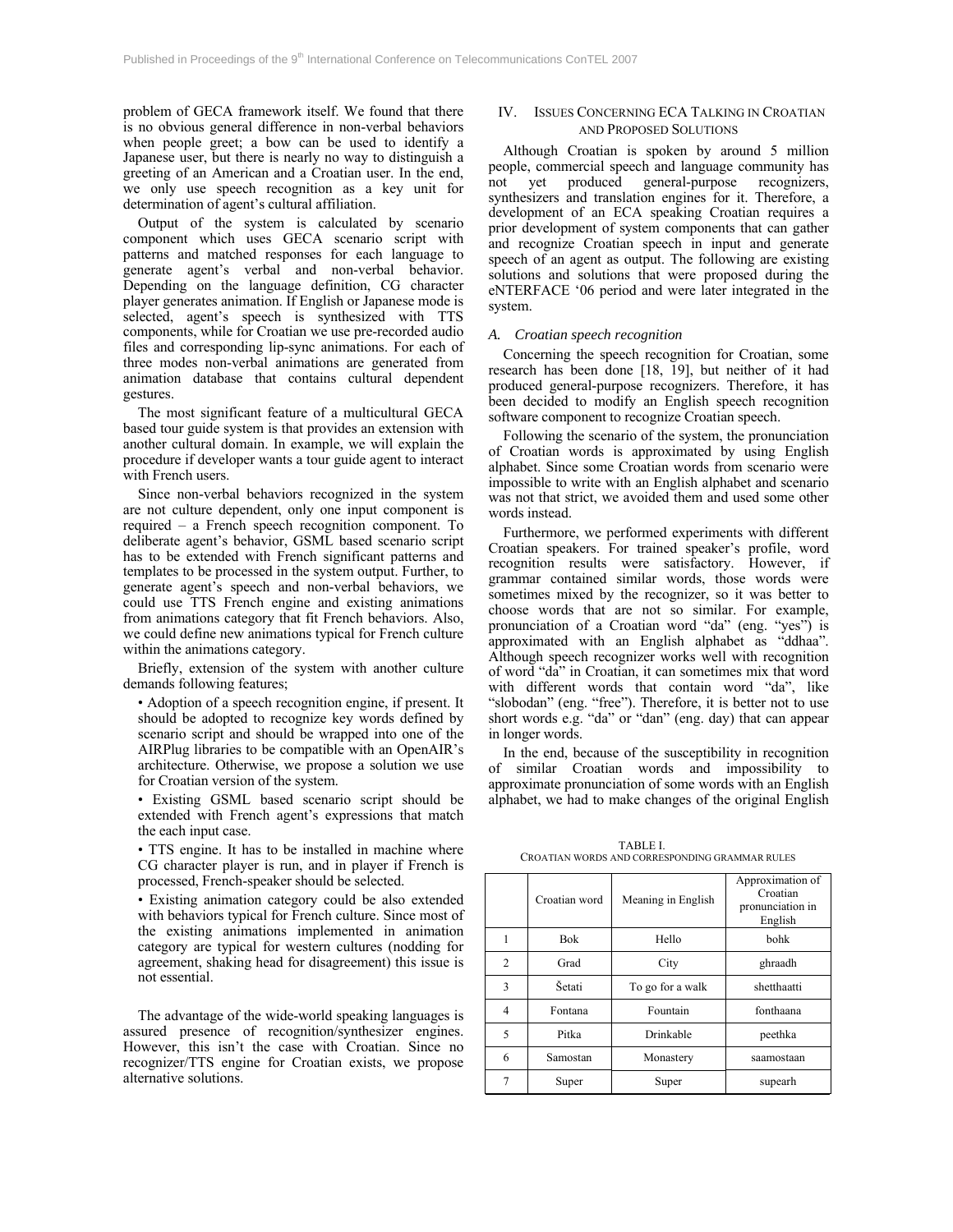problem of GECA framework itself. We found that there is no obvious general difference in non-verbal behaviors when people greet; a bow can be used to identify a Japanese user, but there is nearly no way to distinguish a greeting of an American and a Croatian user. In the end, we only use speech recognition as a key unit for determination of agent's cultural affiliation.

Output of the system is calculated by scenario component which uses GECA scenario script with patterns and matched responses for each language to generate agent's verbal and non-verbal behavior. Depending on the language definition, CG character player generates animation. If English or Japanese mode is selected, agent's speech is synthesized with TTS components, while for Croatian we use pre-recorded audio files and corresponding lip-sync animations. For each of three modes non-verbal animations are generated from animation database that contains cultural dependent gestures.

The most significant feature of a multicultural GECA based tour guide system is that provides an extension with another cultural domain. In example, we will explain the procedure if developer wants a tour guide agent to interact with French users.

Since non-verbal behaviors recognized in the system are not culture dependent, only one input component is required – a French speech recognition component. To deliberate agent's behavior, GSML based scenario script has to be extended with French significant patterns and templates to be processed in the system output. Further, to generate agent's speech and non-verbal behaviors, we could use TTS French engine and existing animations from animations category that fit French behaviors. Also, we could define new animations typical for French culture within the animations category.

Briefly, extension of the system with another culture demands following features;

- Adoption of a speech recognition engine, if present. It should be adopted to recognize key words defined by scenario script and should be wrapped into one of the AIRPlug libraries to be compatible with an OpenAIR's architecture. Otherwise, we propose a solution we use for Croatian version of the system.
- Existing GSML based scenario script should be extended with French agent's expressions that match the each input case.
- TTS engine. It has to be installed in machine where CG character player is run, and in player if French is processed, French-speaker should be selected.
- Existing animation category could be also extended with behaviors typical for French culture. Since most of the existing animations implemented in animation category are typical for western cultures (nodding for agreement, shaking head for disagreement) this issue is not essential.

The advantage of the wide-world speaking languages is assured presence of recognition/synthesizer engines. However, this isn't the case with Croatian. Since no recognizer/TTS engine for Croatian exists, we propose alternative solutions.

## IV. Issues Concerning ECA Talking in Croatian and Proposed Solutions

Although Croatian is spoken by around 5 million people, commercial speech and language community has not yet produced general-purpose recognizers, synthesizers and translation engines for it. Therefore, a development of an ECA speaking Croatian requires a prior development of system components that can gather and recognize Croatian speech in input and generate speech of an agent as output. The following are existing solutions and solutions that were proposed during the eNTERFACE '06 period and were later integrated in the system.

### *A. Croatian speech recognition*

Concerning the speech recognition for Croatian, some research has been done [18, 19], but neither of it had produced general-purpose recognizers. Therefore, it has been decided to modify an English speech recognition software component to recognize Croatian speech.

Following the scenario of the system, the pronunciation of Croatian words is approximated by using English alphabet. Since some Croatian words from scenario were impossible to write with an English alphabet and scenario was not that strict, we avoided them and used some other words instead.

Furthermore, we performed experiments with different Croatian speakers. For trained speaker's profile, word recognition results were satisfactory. However, if grammar contained similar words, those words were sometimes mixed by the recognizer, so it was better to choose words that are not so similar. For example, pronunciation of a Croatian word "da" (eng. "yes") is approximated with an English alphabet as "ddhaa". Although speech recognizer works well with recognition of word "da" in Croatian, it can sometimes mix that word with different words that contain word "da", like "slobodan" (eng. "free"). Therefore, it is better not to use short words e.g. "da" or "dan" (eng. day) that can appear in longer words.

In the end, because of the susceptibility in recognition of similar Croatian words and impossibility to approximate pronunciation of some words with an English alphabet, we had to make changes of the original English

TABLE I.
CROATIAN WORDS AND CORRESPONDING GRAMMAR RULES

| | Croatian word | Meaning in English | Approximation of Croatian pronunciation in English |
|---|---|---|---|
| 1 | Bok | Hello | bohk |
| 2 | Grad | City | ghraadh |
| 3 | Šetati | To go for a walk | shetthaatti |
| 4 | Fontana | Fountain | fonthaana |
| 5 | Pitka | Drinkable | peethka |
| 6 | Samostan | Monastery | saamostaan |
| 7 | Super | Super | supearh |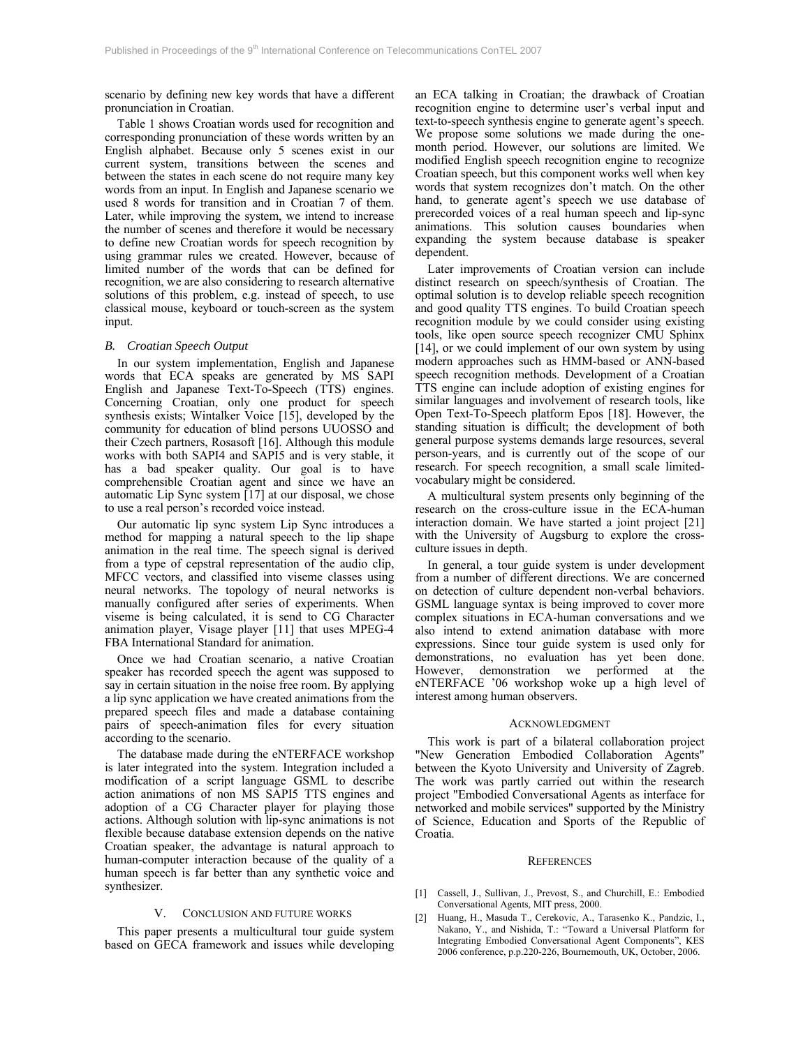scenario by defining new key words that have a different pronunciation in Croatian.

Table 1 shows Croatian words used for recognition and corresponding pronunciation of these words written by an English alphabet. Because only 5 scenes exist in our current system, transitions between the scenes and between the states in each scene do not require many key words from an input. In English and Japanese scenario we used 8 words for transition and in Croatian 7 of them. Later, while improving the system, we intend to increase the number of scenes and therefore it would be necessary to define new Croatian words for speech recognition by using grammar rules we created. However, because of limited number of the words that can be defined for recognition, we are also considering to research alternative solutions of this problem, e.g. instead of speech, to use classical mouse, keyboard or touch-screen as the system input.

### *B. Croatian Speech Output*

In our system implementation, English and Japanese words that ECA speaks are generated by MS SAPI English and Japanese Text-To-Speech (TTS) engines. Concerning Croatian, only one product for speech synthesis exists; Wintalker Voice [15], developed by the community for education of blind persons UUOSSO and their Czech partners, Rosasoft [16]. Although this module works with both SAPI4 and SAPI5 and is very stable, it has a bad speaker quality. Our goal is to have comprehensible Croatian agent and since we have an automatic Lip Sync system [17] at our disposal, we chose to use a real person's recorded voice instead.

Our automatic lip sync system Lip Sync introduces a method for mapping a natural speech to the lip shape animation in the real time. The speech signal is derived from a type of cepstral representation of the audio clip, MFCC vectors, and classified into viseme classes using neural networks. The topology of neural networks is manually configured after series of experiments. When viseme is being calculated, it is send to CG Character animation player, Visage player [11] that uses MPEG-4 FBA International Standard for animation.

Once we had Croatian scenario, a native Croatian speaker has recorded speech the agent was supposed to say in certain situation in the noise free room. By applying a lip sync application we have created animations from the prepared speech files and made a database containing pairs of speech-animation files for every situation according to the scenario.

The database made during the eNTERFACE workshop is later integrated into the system. Integration included a modification of a script language GSML to describe action animations of non MS SAPI5 TTS engines and adoption of a CG Character player for playing those actions. Although solution with lip-sync animations is not flexible because database extension depends on the native Croatian speaker, the advantage is natural approach to human-computer interaction because of the quality of a human speech is far better than any synthetic voice and synthesizer.

## V. Conclusion and Future Works

This paper presents a multicultural tour guide system based on GECA framework and issues while developing an ECA talking in Croatian; the drawback of Croatian recognition engine to determine user's verbal input and text-to-speech synthesis engine to generate agent's speech. We propose some solutions we made during the one-month period. However, our solutions are limited. We modified English speech recognition engine to recognize Croatian speech, but this component works well when key words that system recognizes don't match. On the other hand, to generate agent's speech we use database of prerecorded voices of a real human speech and lip-sync animations. This solution causes boundaries when expanding the system because database is speaker dependent.

Later improvements of Croatian version can include distinct research on speech/synthesis of Croatian. The optimal solution is to develop reliable speech recognition and good quality TTS engines. To build Croatian speech recognition module by we could consider using existing tools, like open source speech recognizer CMU Sphinx [14], or we could implement of our own system by using modern approaches such as HMM-based or ANN-based speech recognition methods. Development of a Croatian TTS engine can include adoption of existing engines for similar languages and involvement of research tools, like Open Text-To-Speech platform Epos [18]. However, the standing situation is difficult; the development of both general purpose systems demands large resources, several person-years, and is currently out of the scope of our research. For speech recognition, a small scale limited-vocabulary might be considered.

A multicultural system presents only beginning of the research on the cross-culture issue in the ECA-human interaction domain. We have started a joint project [21] with the University of Augsburg to explore the cross-culture issues in depth.

In general, a tour guide system is under development from a number of different directions. We are concerned on detection of culture dependent non-verbal behaviors. GSML language syntax is being improved to cover more complex situations in ECA-human conversations and we also intend to extend animation database with more expressions. Since tour guide system is used only for demonstrations, no evaluation has yet been done. However, demonstration we performed at the eNTERFACE '06 workshop woke up a high level of interest among human observers.

## Acknowledgment

This work is part of a bilateral collaboration project "New Generation Embodied Collaboration Agents" between the Kyoto University and University of Zagreb. The work was partly carried out within the research project "Embodied Conversational Agents as interface for networked and mobile services" supported by the Ministry of Science, Education and Sports of the Republic of Croatia.

## References

[1] Cassell, J., Sullivan, J., Prevost, S., and Churchill, E.: Embodied Conversational Agents, MIT press, 2000.

[2] Huang, H., Masuda T., Cerekovic, A., Tarasenko K., Pandzic, I., Nakano, Y., and Nishida, T.: "Toward a Universal Platform for Integrating Embodied Conversational Agent Components", KES 2006 conference, p.p.220-226, Bournemouth, UK, October, 2006.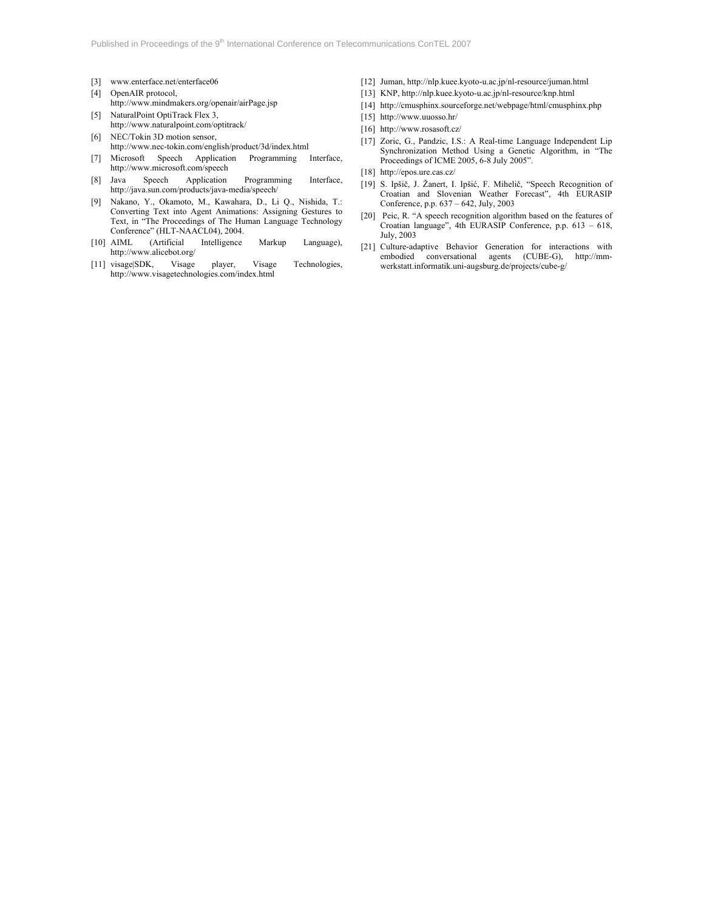[3] www.enterface.net/enterface06

[4] OpenAIR protocol, http://www.mindmakers.org/openair/airPage.jsp

[5] NaturalPoint OptiTrack Flex 3, http://www.naturalpoint.com/optitrack/

[6] NEC/Tokin 3D motion sensor, http://www.nec-tokin.com/english/product/3d/index.html

[7] Microsoft Speech Application Programming Interface, http://www.microsoft.com/speech

[8] Java Speech Application Programming Interface, http://java.sun.com/products/java-media/speech/

[9] Nakano, Y., Okamoto, M., Kawahara, D., Li Q., Nishida, T.: Converting Text into Agent Animations: Assigning Gestures to Text, in "The Proceedings of The Human Language Technology Conference" (HLT-NAACL04), 2004.

[10] AIML (Artificial Intelligence Markup Language), http://www.alicebot.org/

[11] visage|SDK, Visage player, Visage Technologies, http://www.visagetechnologies.com/index.html

[12] Juman, http://nlp.kuee.kyoto-u.ac.jp/nl-resource/juman.html

[13] KNP, http://nlp.kuee.kyoto-u.ac.jp/nl-resource/knp.html

[14] http://cmusphinx.sourceforge.net/webpage/html/cmusphinx.php

[15] http://www.uuosso.hr/

[16] http://www.rosasoft.cz/

[17] Zoric, G., Pandzic, I.S.: A Real-time Language Independent Lip Synchronization Method Using a Genetic Algorithm, in "The Proceedings of ICME 2005, 6-8 July 2005".

[18] http://epos.ure.cas.cz/

[19] S. Ipšič, J. Žanert, I. Ipšić, F. Mihelič, "Speech Recognition of Croatian and Slovenian Weather Forecast", 4th EURASIP Conference, p.p. 637 – 642, July, 2003

[20] Peic, R. "A speech recognition algorithm based on the features of Croatian language", 4th EURASIP Conference, p.p. 613 – 618, July, 2003

[21] Culture-adaptive Behavior Generation for interactions with embodied conversational agents (CUBE-G), http://mm-werkstatt.informatik.uni-augsburg.de/projects/cube-g/